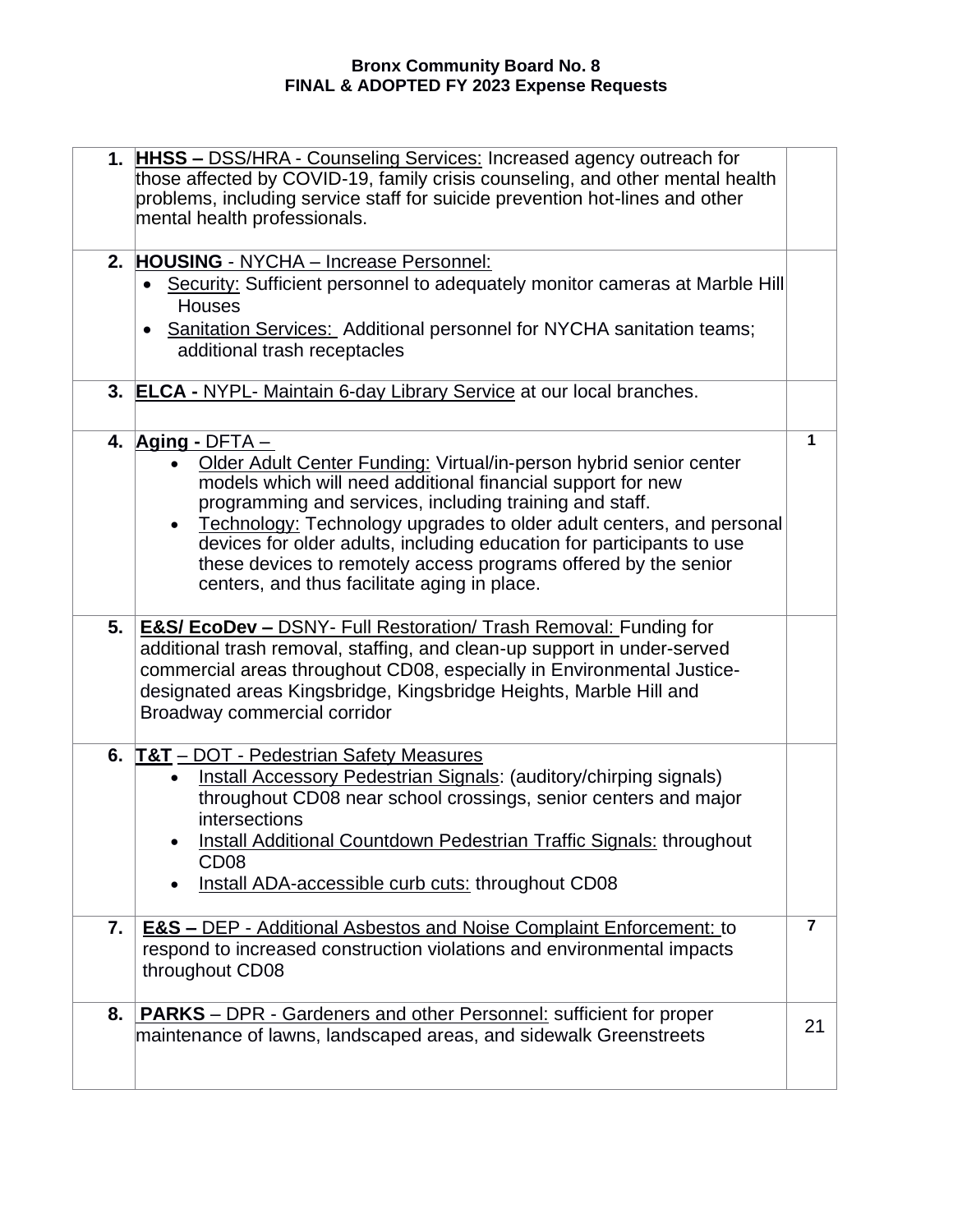**Bronx Community Board No. 8**
**FINAL & ADOPTED FY 2023 Expense Requests**

| | | |
|---|---|---|
| **1.** | **HHSS –** DSS/HRA - Counseling Services: Increased agency outreach for those affected by COVID-19, family crisis counseling, and other mental health problems, including service staff for suicide prevention hot-lines and other mental health professionals. | |
| **2.** | **HOUSING** - NYCHA – Increase Personnel:<br>• Security: Sufficient personnel to adequately monitor cameras at Marble Hill Houses<br>• Sanitation Services: Additional personnel for NYCHA sanitation teams; additional trash receptacles | |
| **3.** | **ELCA -** NYPL- Maintain 6-day Library Service at our local branches. | |
| **4.** | **Aging -** DFTA –<br>• Older Adult Center Funding: Virtual/in-person hybrid senior center models which will need additional financial support for new programming and services, including training and staff.<br>• Technology: Technology upgrades to older adult centers, and personal devices for older adults, including education for participants to use these devices to remotely access programs offered by the senior centers, and thus facilitate aging in place. | **1** |
| **5.** | **E&S/ EcoDev –** DSNY- Full Restoration/ Trash Removal: Funding for additional trash removal, staffing, and clean-up support in under-served commercial areas throughout CD08, especially in Environmental Justice-designated areas Kingsbridge, Kingsbridge Heights, Marble Hill and Broadway commercial corridor | |
| **6.** | **T&T** – DOT - Pedestrian Safety Measures<br>• Install Accessory Pedestrian Signals: (auditory/chirping signals) throughout CD08 near school crossings, senior centers and major intersections<br>• Install Additional Countdown Pedestrian Traffic Signals: throughout CD08<br>• Install ADA-accessible curb cuts: throughout CD08 | |
| **7.** | **E&S –** DEP - Additional Asbestos and Noise Complaint Enforcement: to respond to increased construction violations and environmental impacts throughout CD08 | **7** |
| **8.** | **PARKS** – DPR - Gardeners and other Personnel: sufficient for proper maintenance of lawns, landscaped areas, and sidewalk Greenstreets | 21 |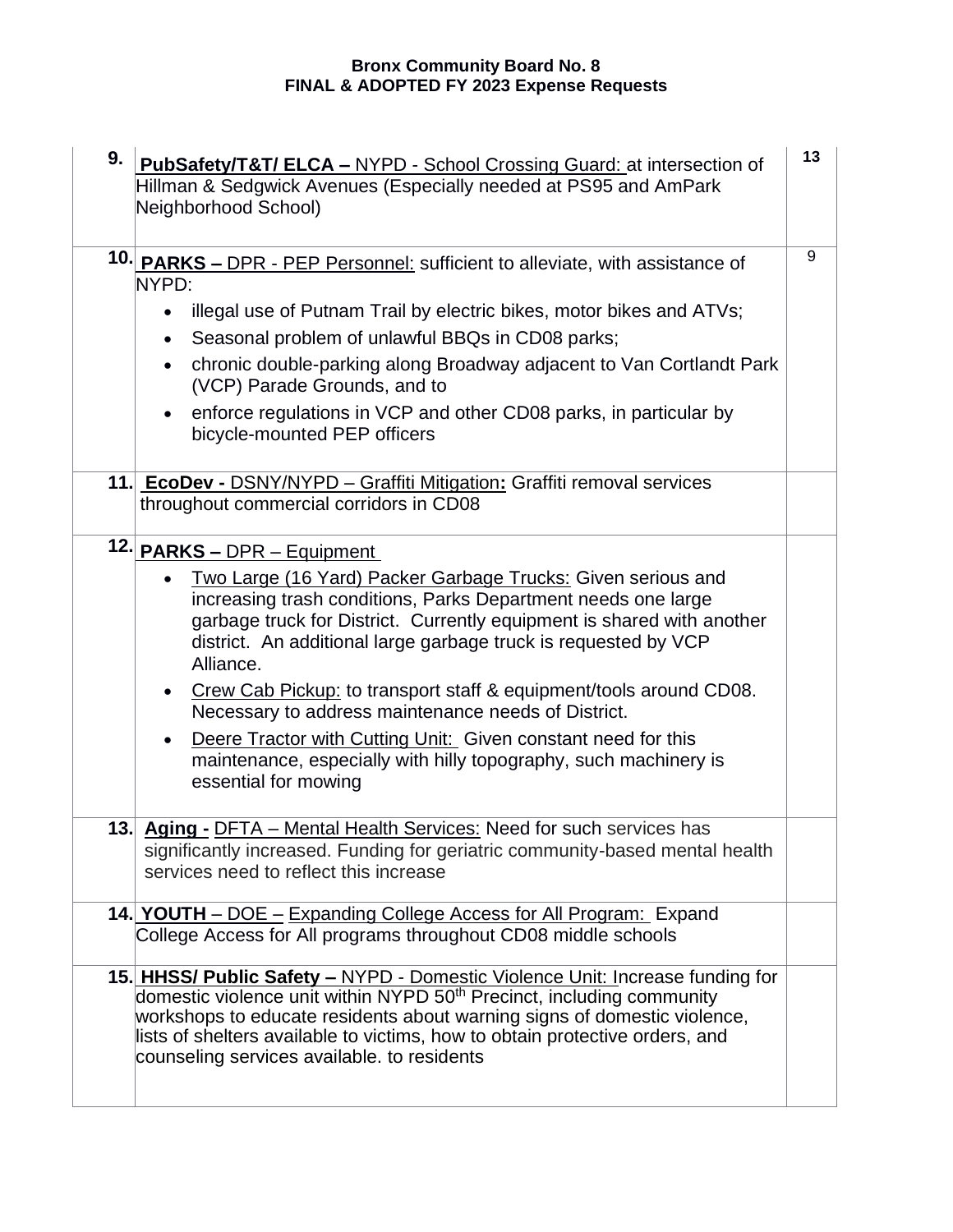**Bronx Community Board No. 8**
**FINAL & ADOPTED FY 2023 Expense Requests**

| | | |
|---|---|---|
| 9. | **PubSafety/T&T/ ELCA –** NYPD - School Crossing Guard: at intersection of Hillman & Sedgwick Avenues (Especially needed at PS95 and AmPark Neighborhood School) | 13 |
| 10. | **PARKS –** DPR - PEP Personnel: sufficient to alleviate, with assistance of NYPD:<br>• illegal use of Putnam Trail by electric bikes, motor bikes and ATVs;<br>• Seasonal problem of unlawful BBQs in CD08 parks;<br>• chronic double-parking along Broadway adjacent to Van Cortlandt Park (VCP) Parade Grounds, and to<br>• enforce regulations in VCP and other CD08 parks, in particular by bicycle-mounted PEP officers | 9 |
| 11. | **EcoDev -** DSNY/NYPD – Graffiti Mitigation**:** Graffiti removal services throughout commercial corridors in CD08 | |
| 12. | **PARKS –** DPR – Equipment<br>• Two Large (16 Yard) Packer Garbage Trucks: Given serious and increasing trash conditions, Parks Department needs one large garbage truck for District. Currently equipment is shared with another district. An additional large garbage truck is requested by VCP Alliance.<br>• Crew Cab Pickup: to transport staff & equipment/tools around CD08. Necessary to address maintenance needs of District.<br>• Deere Tractor with Cutting Unit: Given constant need for this maintenance, especially with hilly topography, such machinery is essential for mowing | |
| 13. | **Aging -** DFTA – Mental Health Services: Need for such services has significantly increased. Funding for geriatric community-based mental health services need to reflect this increase | |
| 14. | **YOUTH** – DOE – Expanding College Access for All Program: Expand College Access for All programs throughout CD08 middle schools | |
| 15. | **HHSS/ Public Safety –** NYPD - Domestic Violence Unit: Increase funding for domestic violence unit within NYPD 50th Precinct, including community workshops to educate residents about warning signs of domestic violence, lists of shelters available to victims, how to obtain protective orders, and counseling services available. to residents | |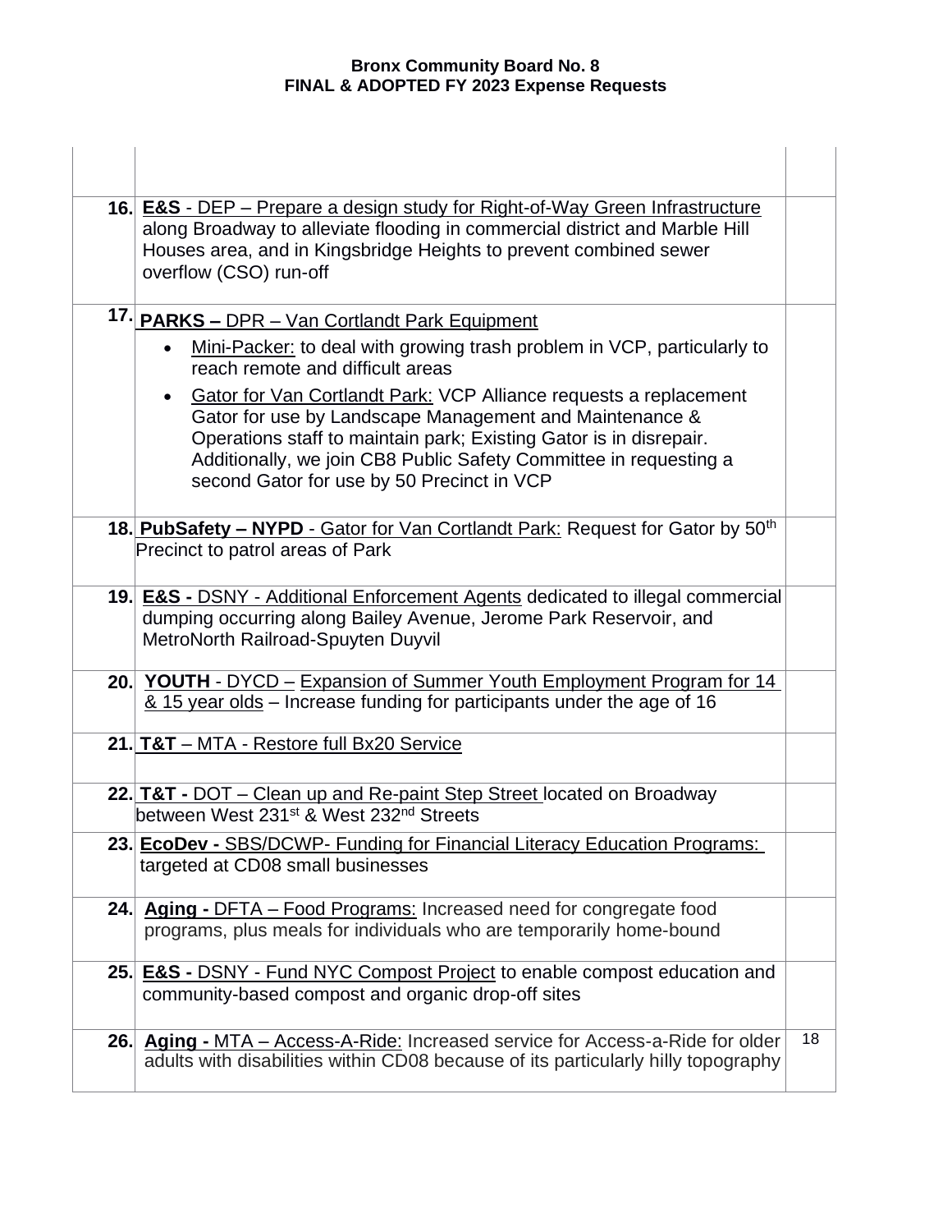**Bronx Community Board No. 8**
**FINAL & ADOPTED FY 2023 Expense Requests**

| | | |
|---|---|---|
| | | |
| 16. | **E&S** - DEP – Prepare a design study for Right-of-Way Green Infrastructure along Broadway to alleviate flooding in commercial district and Marble Hill Houses area, and in Kingsbridge Heights to prevent combined sewer overflow (CSO) run-off | |
| 17. | **PARKS –** DPR – Van Cortlandt Park Equipment<br>• Mini-Packer: to deal with growing trash problem in VCP, particularly to reach remote and difficult areas<br>• Gator for Van Cortlandt Park: VCP Alliance requests a replacement Gator for use by Landscape Management and Maintenance & Operations staff to maintain park; Existing Gator is in disrepair. Additionally, we join CB8 Public Safety Committee in requesting a second Gator for use by 50 Precinct in VCP | |
| 18. | **PubSafety – NYPD** - Gator for Van Cortlandt Park: Request for Gator by 50th Precinct to patrol areas of Park | |
| 19. | **E&S -** DSNY - Additional Enforcement Agents dedicated to illegal commercial dumping occurring along Bailey Avenue, Jerome Park Reservoir, and MetroNorth Railroad-Spuyten Duyvil | |
| 20. | **YOUTH** - DYCD – Expansion of Summer Youth Employment Program for 14 & 15 year olds – Increase funding for participants under the age of 16 | |
| 21. | **T&T** – MTA - Restore full Bx20 Service | |
| 22. | **T&T -** DOT – Clean up and Re-paint Step Street located on Broadway between West 231st & West 232nd Streets | |
| 23. | **EcoDev -** SBS/DCWP- Funding for Financial Literacy Education Programs: targeted at CD08 small businesses | |
| 24. | **Aging -** DFTA – Food Programs: Increased need for congregate food programs, plus meals for individuals who are temporarily home-bound | |
| 25. | **E&S -** DSNY - Fund NYC Compost Project to enable compost education and community-based compost and organic drop-off sites | |
| 26. | **Aging -** MTA – Access-A-Ride: Increased service for Access-a-Ride for older adults with disabilities within CD08 because of its particularly hilly topography | 18 |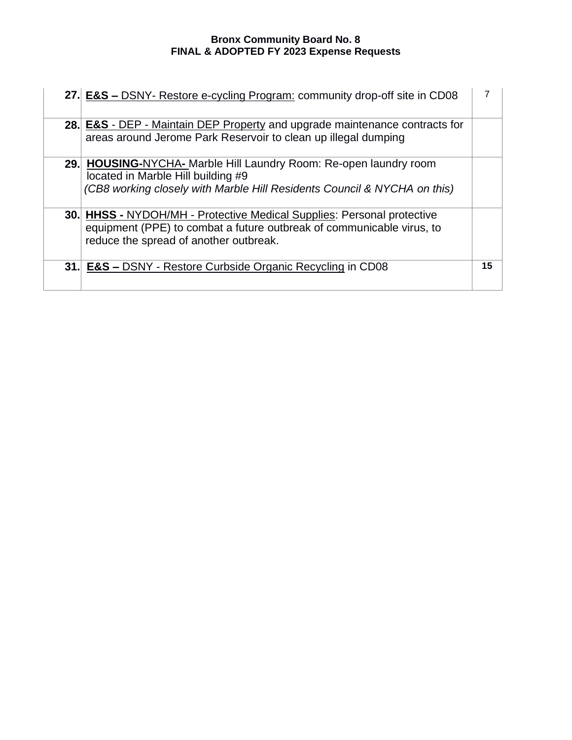**Bronx Community Board No. 8**
**FINAL & ADOPTED FY 2023 Expense Requests**

| | | |
|---|---|---|
| **27.** | **E&S –** DSNY- Restore e-cycling Program: community drop-off site in CD08 | 7 |
| **28.** | **E&S** - DEP - Maintain DEP Property and upgrade maintenance contracts for areas around Jerome Park Reservoir to clean up illegal dumping | |
| **29.** | **HOUSING-**NYCHA**-** Marble Hill Laundry Room: Re-open laundry room located in Marble Hill building #9 *(CB8 working closely with Marble Hill Residents Council & NYCHA on this)* | |
| **30.** | **HHSS -** NYDOH/MH - Protective Medical Supplies: Personal protective equipment (PPE) to combat a future outbreak of communicable virus, to reduce the spread of another outbreak. | |
| **31.** | **E&S –** DSNY - Restore Curbside Organic Recycling in CD08 | **15** |